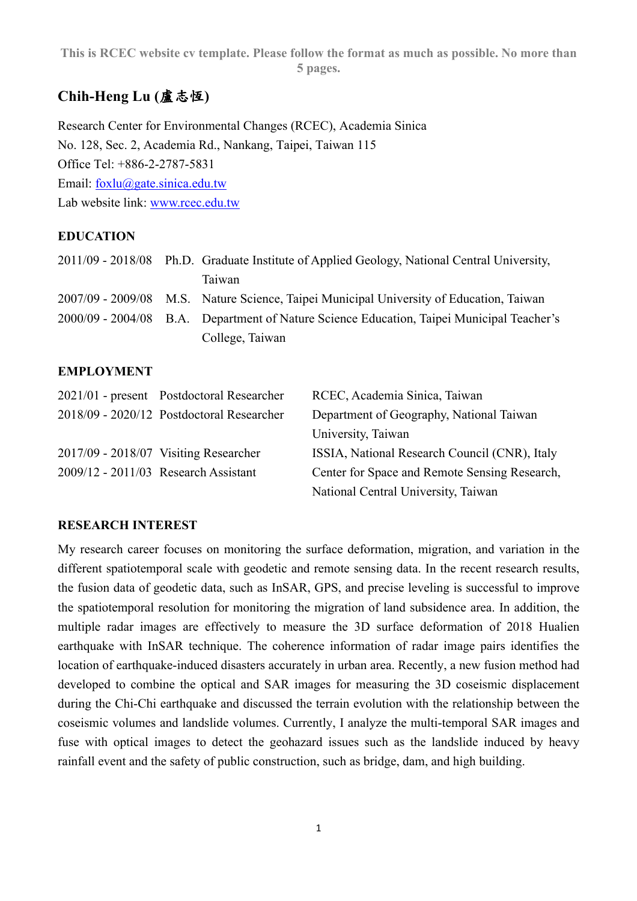This is RCEC website cv template. Please follow the format as much as possible. No more than 5 pages.

## Chih-Heng Lu (盧志恆)

Research Center for Environmental Changes (RCEC), Academia Sinica
No. 128, Sec. 2, Academia Rd., Nankang, Taipei, Taiwan 115
Office Tel: +886-2-2787-5831
Email: foxlu@gate.sinica.edu.tw
Lab website link: www.rcec.edu.tw

### EDUCATION

| | | |
|---|---|---|
| 2011/09 - 2018/08 | Ph.D. | Graduate Institute of Applied Geology, National Central University, Taiwan |
| 2007/09 - 2009/08 | M.S. | Nature Science, Taipei Municipal University of Education, Taiwan |
| 2000/09 - 2004/08 | B.A. | Department of Nature Science Education, Taipei Municipal Teacher's College, Taiwan |

### EMPLOYMENT

| | | |
|---|---|---|
| 2021/01 - present | Postdoctoral Researcher | RCEC, Academia Sinica, Taiwan |
| 2018/09 - 2020/12 | Postdoctoral Researcher | Department of Geography, National Taiwan University, Taiwan |
| 2017/09 - 2018/07 | Visiting Researcher | ISSIA, National Research Council (CNR), Italy |
| 2009/12 - 2011/03 | Research Assistant | Center for Space and Remote Sensing Research, National Central University, Taiwan |

### RESEARCH INTEREST

My research career focuses on monitoring the surface deformation, migration, and variation in the different spatiotemporal scale with geodetic and remote sensing data. In the recent research results, the fusion data of geodetic data, such as InSAR, GPS, and precise leveling is successful to improve the spatiotemporal resolution for monitoring the migration of land subsidence area. In addition, the multiple radar images are effectively to measure the 3D surface deformation of 2018 Hualien earthquake with InSAR technique. The coherence information of radar image pairs identifies the location of earthquake-induced disasters accurately in urban area. Recently, a new fusion method had developed to combine the optical and SAR images for measuring the 3D coseismic displacement during the Chi-Chi earthquake and discussed the terrain evolution with the relationship between the coseismic volumes and landslide volumes. Currently, I analyze the multi-temporal SAR images and fuse with optical images to detect the geohazard issues such as the landslide induced by heavy rainfall event and the safety of public construction, such as bridge, dam, and high building.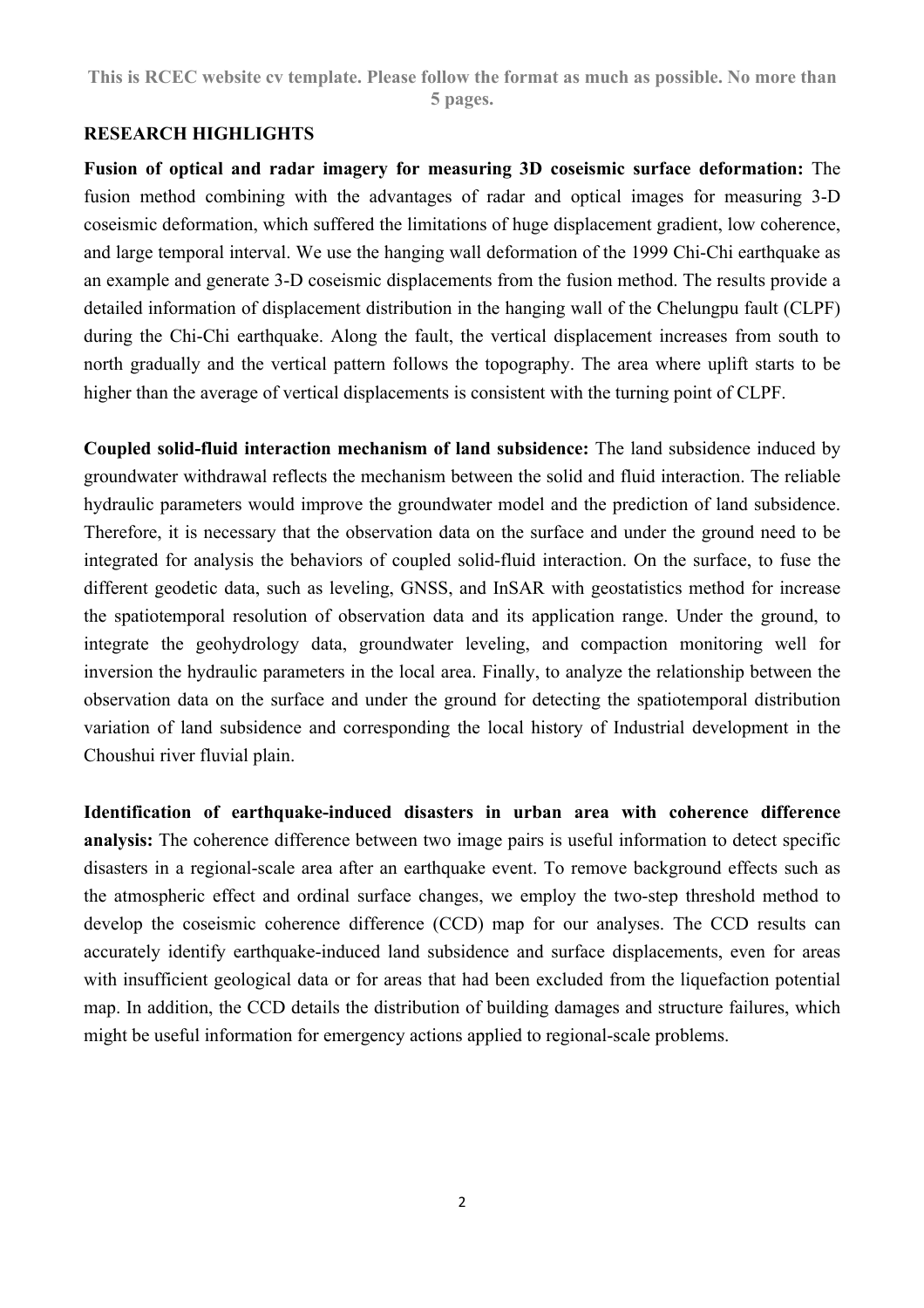This is RCEC website cv template. Please follow the format as much as possible. No more than 5 pages.

## RESEARCH HIGHLIGHTS

**Fusion of optical and radar imagery for measuring 3D coseismic surface deformation:** The fusion method combining with the advantages of radar and optical images for measuring 3-D coseismic deformation, which suffered the limitations of huge displacement gradient, low coherence, and large temporal interval. We use the hanging wall deformation of the 1999 Chi-Chi earthquake as an example and generate 3-D coseismic displacements from the fusion method. The results provide a detailed information of displacement distribution in the hanging wall of the Chelungpu fault (CLPF) during the Chi-Chi earthquake. Along the fault, the vertical displacement increases from south to north gradually and the vertical pattern follows the topography. The area where uplift starts to be higher than the average of vertical displacements is consistent with the turning point of CLPF.

**Coupled solid-fluid interaction mechanism of land subsidence:** The land subsidence induced by groundwater withdrawal reflects the mechanism between the solid and fluid interaction. The reliable hydraulic parameters would improve the groundwater model and the prediction of land subsidence. Therefore, it is necessary that the observation data on the surface and under the ground need to be integrated for analysis the behaviors of coupled solid-fluid interaction. On the surface, to fuse the different geodetic data, such as leveling, GNSS, and InSAR with geostatistics method for increase the spatiotemporal resolution of observation data and its application range. Under the ground, to integrate the geohydrology data, groundwater leveling, and compaction monitoring well for inversion the hydraulic parameters in the local area. Finally, to analyze the relationship between the observation data on the surface and under the ground for detecting the spatiotemporal distribution variation of land subsidence and corresponding the local history of Industrial development in the Choushui river fluvial plain.

**Identification of earthquake-induced disasters in urban area with coherence difference analysis:** The coherence difference between two image pairs is useful information to detect specific disasters in a regional-scale area after an earthquake event. To remove background effects such as the atmospheric effect and ordinal surface changes, we employ the two-step threshold method to develop the coseismic coherence difference (CCD) map for our analyses. The CCD results can accurately identify earthquake-induced land subsidence and surface displacements, even for areas with insufficient geological data or for areas that had been excluded from the liquefaction potential map. In addition, the CCD details the distribution of building damages and structure failures, which might be useful information for emergency actions applied to regional-scale problems.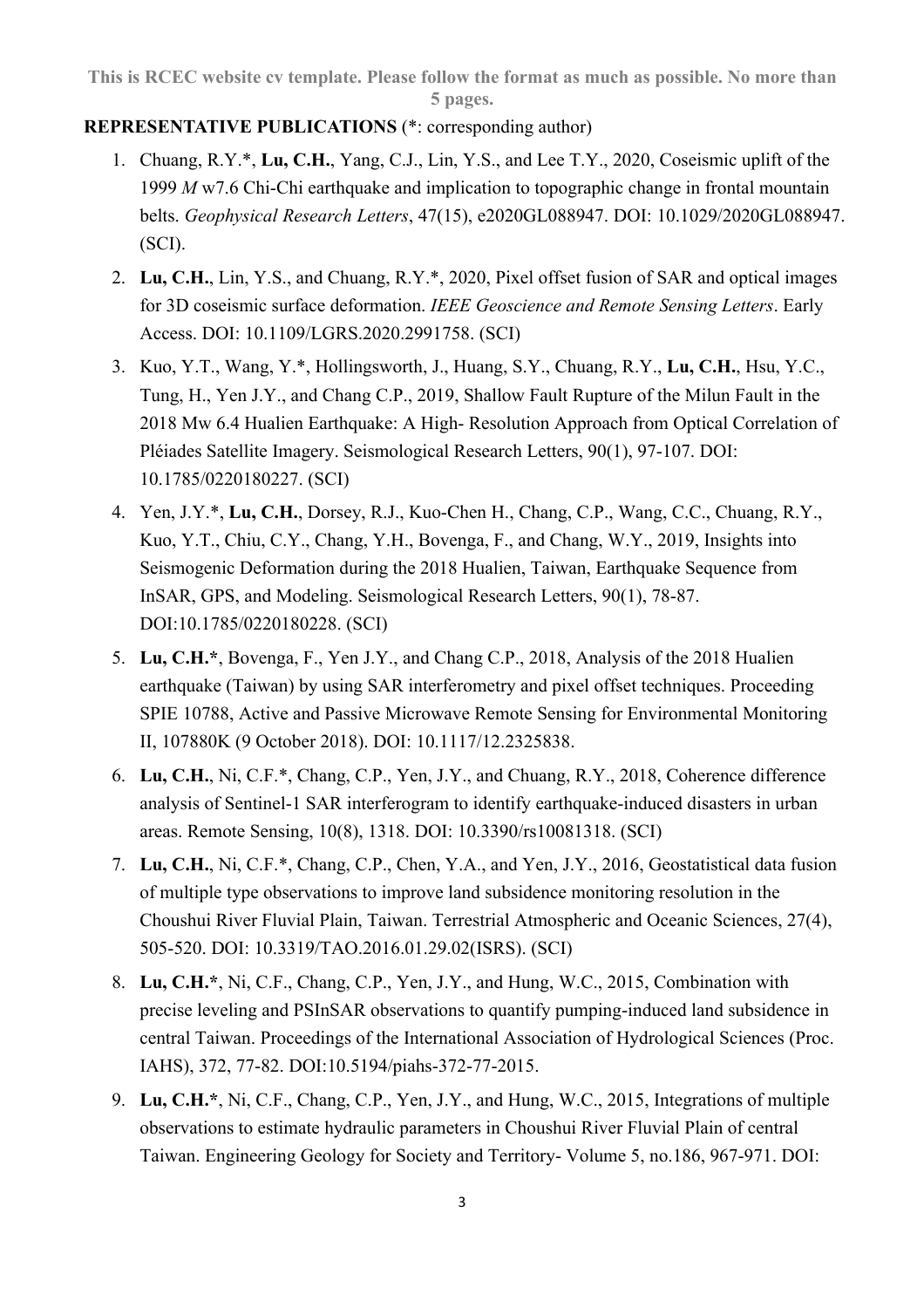**This is RCEC website cv template. Please follow the format as much as possible. No more than 5 pages.**

**REPRESENTATIVE PUBLICATIONS** (*: corresponding author)

1. Chuang, R.Y.*, **Lu, C.H.**, Yang, C.J., Lin, Y.S., and Lee T.Y., 2020, Coseismic uplift of the 1999 *M* w7.6 Chi-Chi earthquake and implication to topographic change in frontal mountain belts. *Geophysical Research Letters*, 47(15), e2020GL088947. DOI: 10.1029/2020GL088947. (SCI).
2. **Lu, C.H.**, Lin, Y.S., and Chuang, R.Y.*, 2020, Pixel offset fusion of SAR and optical images for 3D coseismic surface deformation. *IEEE Geoscience and Remote Sensing Letters*. Early Access. DOI: 10.1109/LGRS.2020.2991758. (SCI)
3. Kuo, Y.T., Wang, Y.*, Hollingsworth, J., Huang, S.Y., Chuang, R.Y., **Lu, C.H.**, Hsu, Y.C., Tung, H., Yen J.Y., and Chang C.P., 2019, Shallow Fault Rupture of the Milun Fault in the 2018 Mw 6.4 Hualien Earthquake: A High- Resolution Approach from Optical Correlation of Pléiades Satellite Imagery. Seismological Research Letters, 90(1), 97-107. DOI: 10.1785/0220180227. (SCI)
4. Yen, J.Y.*, **Lu, C.H.**, Dorsey, R.J., Kuo-Chen H., Chang, C.P., Wang, C.C., Chuang, R.Y., Kuo, Y.T., Chiu, C.Y., Chang, Y.H., Bovenga, F., and Chang, W.Y., 2019, Insights into Seismogenic Deformation during the 2018 Hualien, Taiwan, Earthquake Sequence from InSAR, GPS, and Modeling. Seismological Research Letters, 90(1), 78-87. DOI:10.1785/0220180228. (SCI)
5. **Lu, C.H.***, Bovenga, F., Yen J.Y., and Chang C.P., 2018, Analysis of the 2018 Hualien earthquake (Taiwan) by using SAR interferometry and pixel offset techniques. Proceeding SPIE 10788, Active and Passive Microwave Remote Sensing for Environmental Monitoring II, 107880K (9 October 2018). DOI: 10.1117/12.2325838.
6. **Lu, C.H.**, Ni, C.F.*, Chang, C.P., Yen, J.Y., and Chuang, R.Y., 2018, Coherence difference analysis of Sentinel-1 SAR interferogram to identify earthquake-induced disasters in urban areas. Remote Sensing, 10(8), 1318. DOI: 10.3390/rs10081318. (SCI)
7. **Lu, C.H.**, Ni, C.F.*, Chang, C.P., Chen, Y.A., and Yen, J.Y., 2016, Geostatistical data fusion of multiple type observations to improve land subsidence monitoring resolution in the Choushui River Fluvial Plain, Taiwan. Terrestrial Atmospheric and Oceanic Sciences, 27(4), 505-520. DOI: 10.3319/TAO.2016.01.29.02(ISRS). (SCI)
8. **Lu, C.H.***, Ni, C.F., Chang, C.P., Yen, J.Y., and Hung, W.C., 2015, Combination with precise leveling and PSInSAR observations to quantify pumping-induced land subsidence in central Taiwan. Proceedings of the International Association of Hydrological Sciences (Proc. IAHS), 372, 77-82. DOI:10.5194/piahs-372-77-2015.
9. **Lu, C.H.***, Ni, C.F., Chang, C.P., Yen, J.Y., and Hung, W.C., 2015, Integrations of multiple observations to estimate hydraulic parameters in Choushui River Fluvial Plain of central Taiwan. Engineering Geology for Society and Territory- Volume 5, no.186, 967-971. DOI: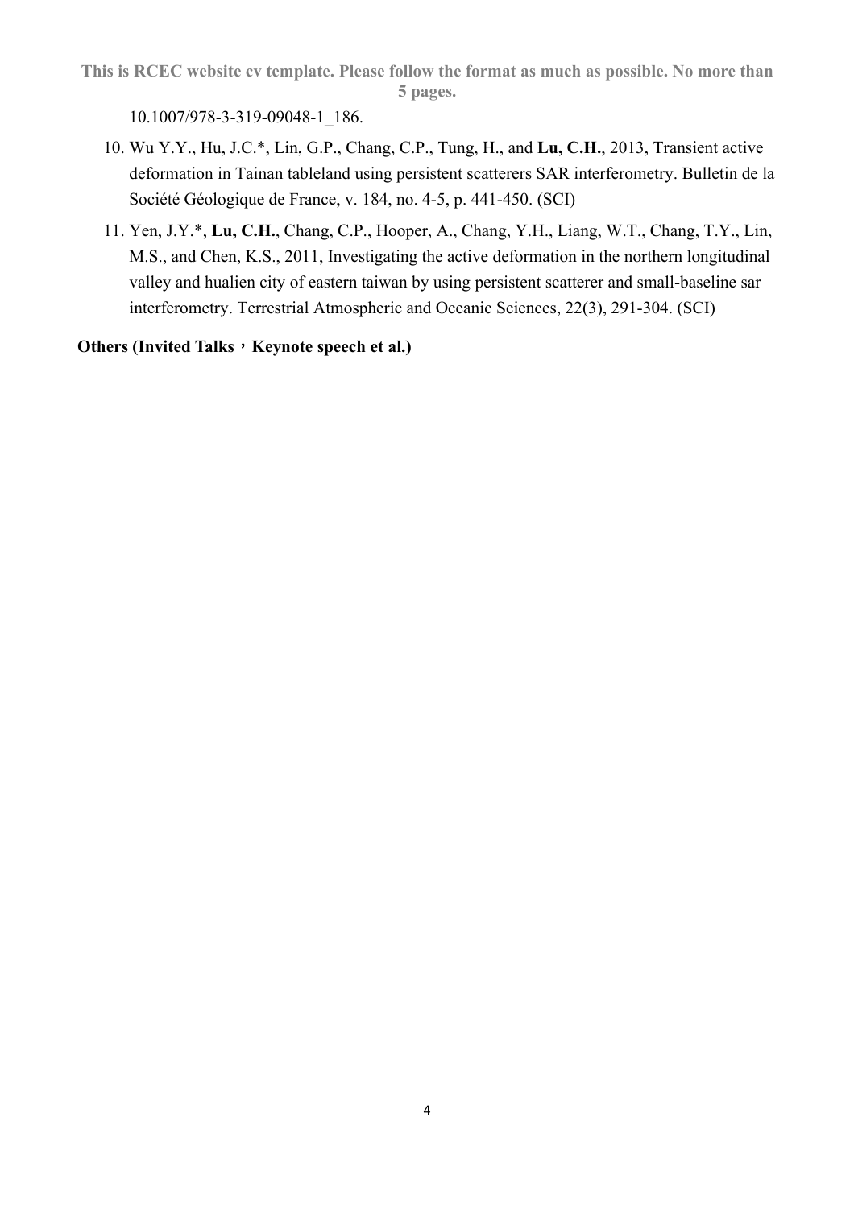10.1007/978-3-319-09048-1_186.

10. Wu Y.Y., Hu, J.C.*, Lin, G.P., Chang, C.P., Tung, H., and **Lu, C.H.**, 2013, Transient active deformation in Tainan tableland using persistent scatterers SAR interferometry. Bulletin de la Société Géologique de France, v. 184, no. 4-5, p. 441-450. (SCI)
11. Yen, J.Y.*, **Lu, C.H.**, Chang, C.P., Hooper, A., Chang, Y.H., Liang, W.T., Chang, T.Y., Lin, M.S., and Chen, K.S., 2011, Investigating the active deformation in the northern longitudinal valley and hualien city of eastern taiwan by using persistent scatterer and small-baseline sar interferometry. Terrestrial Atmospheric and Oceanic Sciences, 22(3), 291-304. (SCI)

**Others (Invited Talks，Keynote speech et al.)**